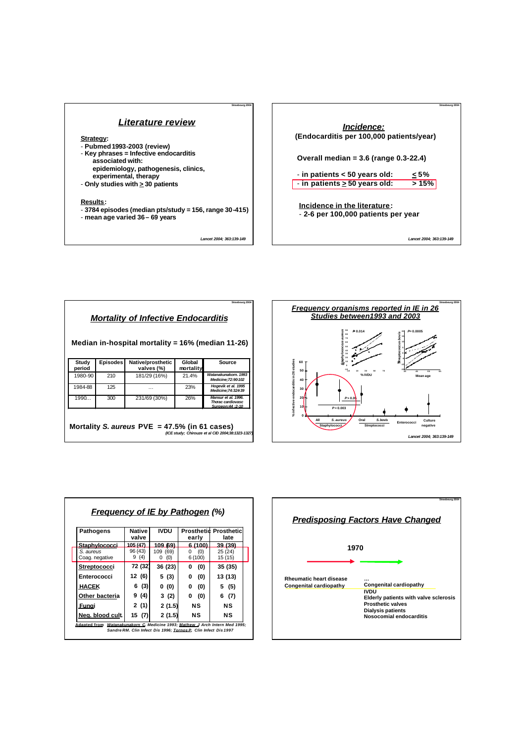## Literature review

**Strategy:**

- **Pubmed 1993-2003 (review)**
- **Key phrases = Infective endocarditis associated with: epidemiology, pathogenesis, clinics, experimental, therapy**
- **Only studies with ≥ 30 patients**

**Results:**

- **3784 episodes (median pts/study = 156, range 30-415)**
- **mean age varied 36 – 69 years**

*Lancet 2004; 363:139-149*

## Incidence:

**(Endocarditis per 100,000 patients/year)**

**Overall median = 3.6 (range 0.3-22.4)**

- **in patients < 50 years old: ≤ 5%**
- **in patients ≥ 50 years old: > 15%**

**Incidence in the literature:**

- **2-6 per 100,000 patients per year**

*Lancet 2004; 363:139-149*

## Mortality of Infective Endocarditis

**Median in-hospital mortality = 16% (median 11-26)**

| Study period | Episodes | Native/prosthetic valves (%) | Global mortality | Source |
|---|---|---|---|---|
| 1980-90 | 210 | 181/29 (16%) | 21.4% | *Watanakunakorn. 1993 Medicine;72:90-102* |
| 1984-88 | 125 | … | 23% | *Hogevik et al. 1995 Medicine;74:324-39* |
| 1990… | 300 | 231/69 (30%) | 26% | *Mansur et al. 1996. Thorac cardiovasc Surgeon;44 :2-10* |

**Mortality *S. aureus* PVE = 47.5% (in 61 cases)**

*(ICE study; Chirouze et al CID 2004;38:1323-1327)*

## Frequency organisms reported in IE in 26 Studies between 1993 and 2003

*Lancet 2004; 363:139-149*

## Frequency of IE by Pathogen (%)

| Pathogens | Native valve | IVDU | Prosthetic early | Prosthetic late |
|---|---|---|---|---|
| **Staphylococci** | 105 (47) | 109 (69) | 6 (100) | 39 (39) |
| *S. aureus* | 96 (43) | 109 (69) | 0 (0) | 25 (24) |
| Coag. negative | 9 (4) | 0 (0) | 6 (100) | 15 (15) |
| **Streptococci** | 72 (32) | 36 (23) | 0 (0) | 35 (35) |
| **Enterococci** | 12 (6) | 5 (3) | 0 (0) | 13 (13) |
| **HACEK** | 6 (3) | 0 (0) | 0 (0) | 5 (5) |
| **Other bacteria** | 9 (4) | 3 (2) | 0 (0) | 6 (7) |
| **Fungi** | 2 (1) | 2 (1.5) | NS | NS |
| **Neg. blood cult.** | 15 (7) | 2 (1.5) | NS | NS |

*Adapted from Watanakunakorn C, Medicine 1993; Mathew J, Arch Intern Med 1995; Sandre RM. Clin Infect Dis 1996; Tornos P, Clin Infect Dis 1997*

## Predisposing Factors Have Changed

**1970**

| Before | After |
|---|---|
| **Rheumatic heart disease** | **…** |
| **Congenital cardiopathy** | **Congenital cardiopathy** |
| | **IVDU** |
| | **Elderly patients with valve sclerosis** |
| | **Prosthetic valves** |
| | **Dialysis patients** |
| | **Nosocomial endocarditis** |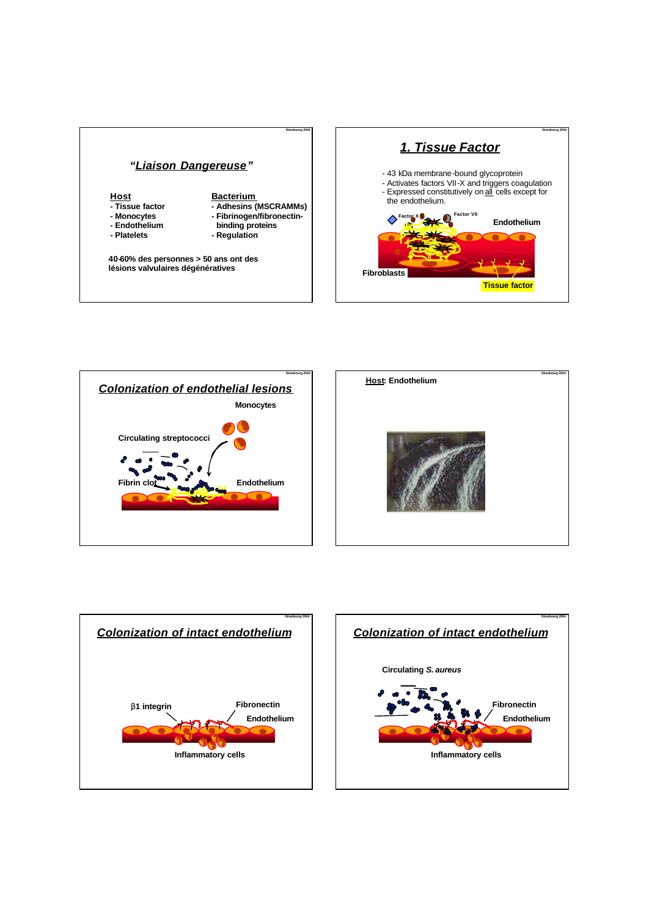## *"Liaison Dangereuse"*

**Host**
- Tissue factor
- Monocytes
- Endothelium
- Platelets

**Bacterium**
- Adhesins (MSCRAMMs)
- Fibrinogen/fibronectin-binding proteins
- Regulation

**40-60% des personnes > 50 ans ont des lésions valvulaires dégénératives**

## *1. Tissue Factor*

- 43 kDa membrane-bound glycoprotein
- Activates factors VII-X and triggers coagulation
- Expressed constitutively on all cells except for the endothelium.

Factor X
Factor VII
Endothelium
Fibroblasts
Tissue factor

## *Colonization of endothelial lesions*

Monocytes
Circulating streptococci
Fibrin clot
Endothelium

**Host: Endothelium**

## *Colonization of intact endothelium*

β1 integrin
Fibronectin
Endothelium
Inflammatory cells

## *Colonization of intact endothelium*

Circulating *S. aureus*
Fibronectin
Endothelium
Inflammatory cells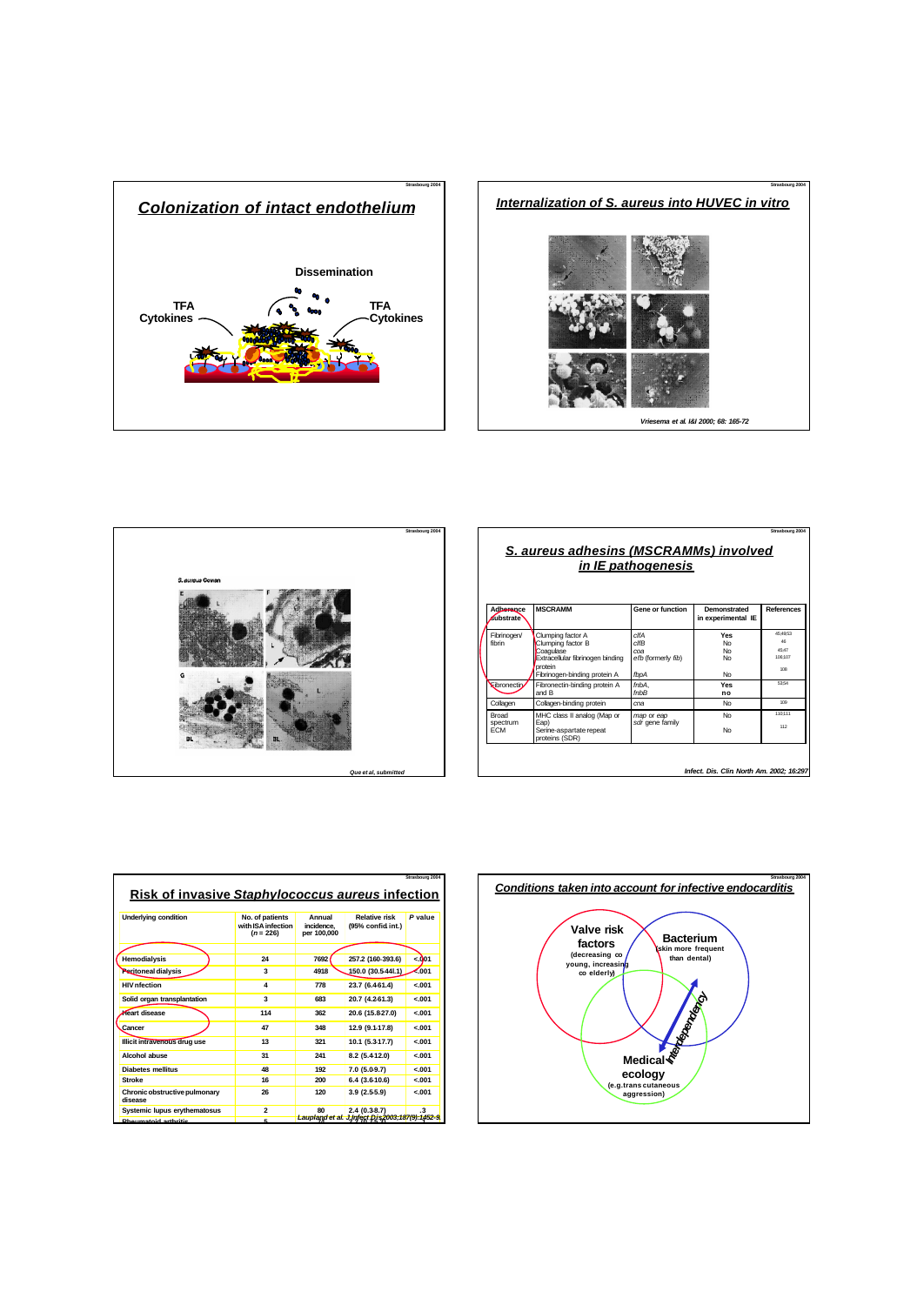## Colonization of intact endothelium

Dissemination

TFA Cytokines

TFA Cytokines

## Internalization of S. aureus into HUVEC in vitro

*Vriesema et al. I&I 2000; 68: 165-72*

S. aureus Cowan

*Que et al, submitted*

## S. aureus adhesins (MSCRAMMs) involved in IE pathogenesis

| Adherence substrate | MSCRAMM | Gene or function | Demonstrated in experimental IE | References |
|---|---|---|---|---|
| Fibrinogen/ fibrin | Clumping factor A<br>Clumping factor B<br>Coagulase<br>Extracellular fibrinogen binding protein<br>Fibrinogen-binding protein A | *clfA*<br>*clfB*<br>*coa*<br>*efb* (formerly *fib*)<br>*fbpA* | Yes<br>No<br>No<br>No<br>No | 45,49,53<br>46<br>45,47<br>106,107<br>108 |
| Fibronectin | Fibronectin-binding protein A and B | *fnbA*, *fnbB* | Yes | 53,54 |
| Collagen | Collagen-binding protein | *cna* | No | 109 |
| Broad spectrum ECM | MHC class II analog (Map or Eap)<br>Serine-aspartate repeat proteins (SDR) | *map* or *eap*<br>*sdr* gene family | No<br>No | 110,111<br>112 |

*Infect. Dis. Clin North Am. 2002; 16:297*

## Risk of invasive Staphylococcus aureus infection

| Underlying condition | No. of patients with ISA infection (n = 226) | Annual incidence, per 100,000 | Relative risk (95% confid int.) | P value |
|---|---|---|---|---|
| Hemodialysis | 24 | 7692 | 257.2 (160-393.6) | <.001 |
| Peritoneal dialysis | 3 | 4918 | 150.0 (30.5-441.1) | <.001 |
| HIV nfection | 4 | 778 | 23.7 (6.4-61.4) | <.001 |
| Solid organ transplantation | 3 | 683 | 20.7 (4.2-61.3) | <.001 |
| Heart disease | 114 | 362 | 20.6 (15.8-27.0) | <.001 |
| Cancer | 47 | 348 | 12.9 (9.1-17.8) | <.001 |
| Illicit intravenous drug use | 13 | 321 | 10.1 (5.3-17.7) | <.001 |
| Alcohol abuse | 31 | 241 | 8.2 (5.4-12.0) | <.001 |
| Diabetes mellitus | 48 | 192 | 7.0 (5.0-9.7) | <.001 |
| Stroke | 16 | 200 | 6.4 (3.6-10.6) | <.001 |
| Chronic obstructive pulmonary disease | 26 | 120 | 3.9 (2.5-5.9) | <.001 |
| Systemic lupus erythematosus | 2 | 80 | 2.4 (0.3-8.7) | .3 |
| Rheumatoid arthritis | 5 | | | |

*Laupland et al. J Infect Dis 2003;187(9):1452-9*

## Conditions taken into account for infective endocarditis

**Valve risk factors**
(decreasing co young, increasing co elderly)

**Bacterium**
(skin more frequent than dental)

**Medical ecology**
(e.g. trans cutaneous aggression)

Interdependency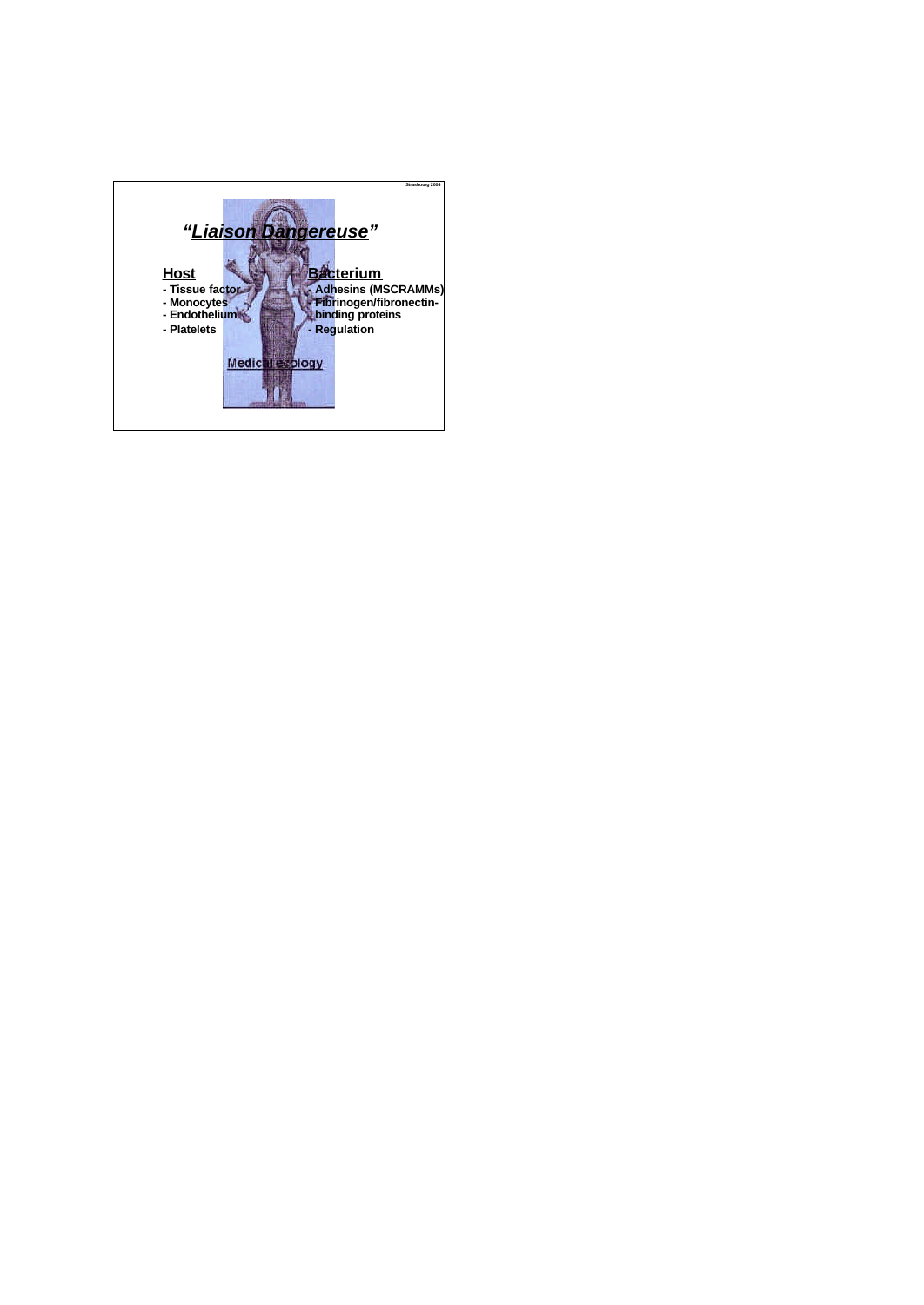## *"Liaison Dangereuse"*

**Host**

- **Tissue factor**
- **Monocytes**
- **Endothelium**
- **Platelets**

**Bacterium**

- **Adhesins (MSCRAMMs)**
- **Fibrinogen/fibronectin-binding proteins**
- **Regulation**

Medical ecology